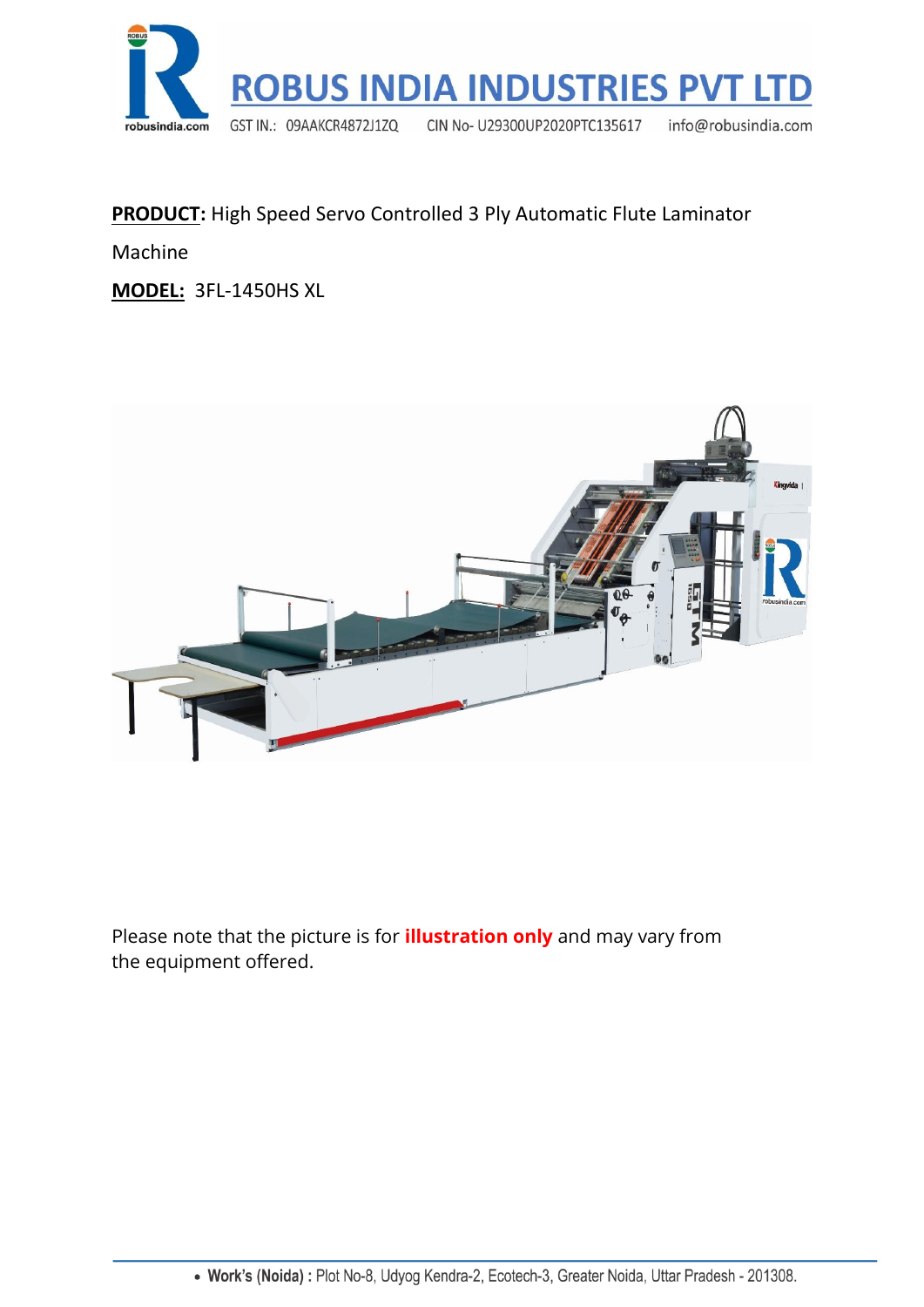# ROBUS INDIA INDUSTRIES PVT LTD

GST IN.: 09AAKCR4872J1ZQ  CIN No- U29300UP2020PTC135617  info@robusindia.com

**PRODUCT:** High Speed Servo Controlled 3 Ply Automatic Flute Laminator Machine

**MODEL:** 3FL-1450HS XL

Please note that the picture is for **illustration only** and may vary from the equipment offered.

- **Work's (Noida) :** Plot No-8, Udyog Kendra-2, Ecotech-3, Greater Noida, Uttar Pradesh - 201308.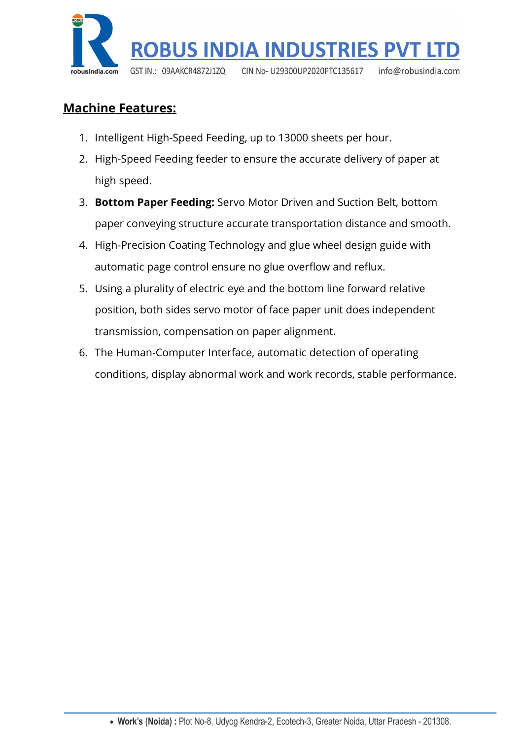## Machine Features:

1. Intelligent High-Speed Feeding, up to 13000 sheets per hour.
2. High-Speed Feeding feeder to ensure the accurate delivery of paper at high speed.
3. **Bottom Paper Feeding:** Servo Motor Driven and Suction Belt, bottom paper conveying structure accurate transportation distance and smooth.
4. High-Precision Coating Technology and glue wheel design guide with automatic page control ensure no glue overflow and reflux.
5. Using a plurality of electric eye and the bottom line forward relative position, both sides servo motor of face paper unit does independent transmission, compensation on paper alignment.
6. The Human-Computer Interface, automatic detection of operating conditions, display abnormal work and work records, stable performance.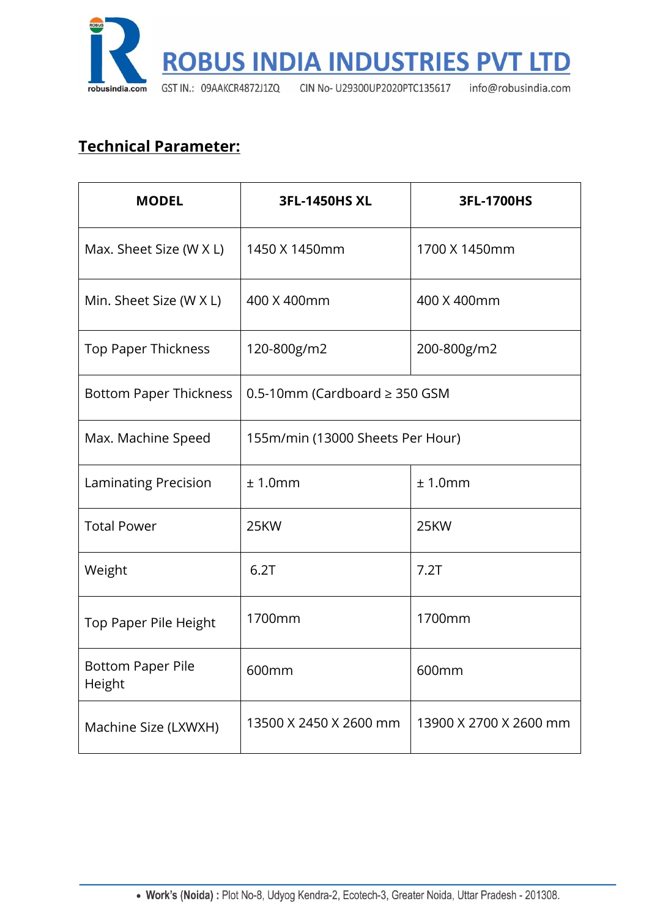## Technical Parameter:

| MODEL | 3FL-1450HS XL | 3FL-1700HS |
|---|---|---|
| Max. Sheet Size (W X L) | 1450 X 1450mm | 1700 X 1450mm |
| Min. Sheet Size (W X L) | 400 X 400mm | 400 X 400mm |
| Top Paper Thickness | 120-800g/m2 | 200-800g/m2 |
| Bottom Paper Thickness | 0.5-10mm (Cardboard ≥ 350 GSM | |
| Max. Machine Speed | 155m/min (13000 Sheets Per Hour) | |
| Laminating Precision | ± 1.0mm | ± 1.0mm |
| Total Power | 25KW | 25KW |
| Weight | 6.2T | 7.2T |
| Top Paper Pile Height | 1700mm | 1700mm |
| Bottom Paper Pile Height | 600mm | 600mm |
| Machine Size (LXWXH) | 13500 X 2450 X 2600 mm | 13900 X 2700 X 2600 mm |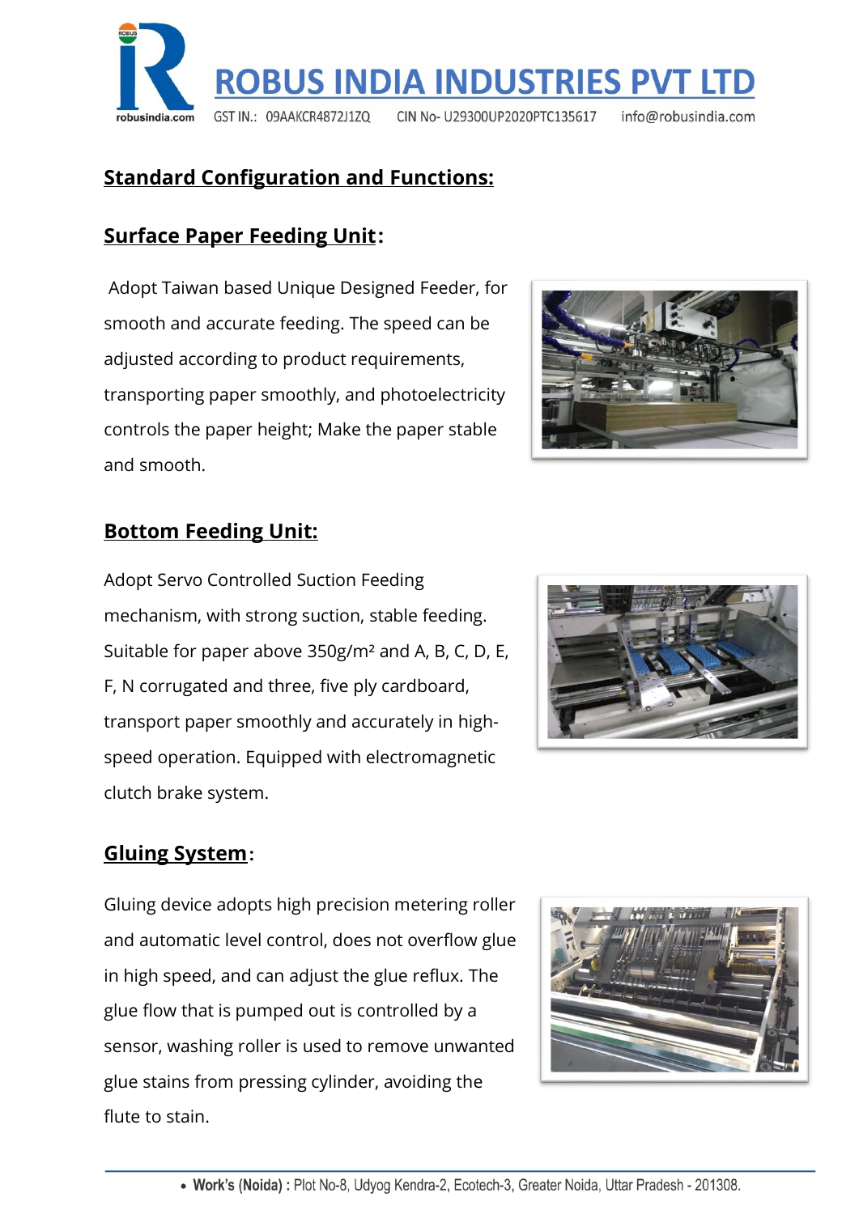## Standard Configuration and Functions:

### Surface Paper Feeding Unit:

Adopt Taiwan based Unique Designed Feeder, for smooth and accurate feeding. The speed can be adjusted according to product requirements, transporting paper smoothly, and photoelectricity controls the paper height; Make the paper stable and smooth.

### Bottom Feeding Unit:

Adopt Servo Controlled Suction Feeding mechanism, with strong suction, stable feeding. Suitable for paper above 350g/m² and A, B, C, D, E, F, N corrugated and three, five ply cardboard, transport paper smoothly and accurately in high-speed operation. Equipped with electromagnetic clutch brake system.

### Gluing System:

Gluing device adopts high precision metering roller and automatic level control, does not overflow glue in high speed, and can adjust the glue reflux. The glue flow that is pumped out is controlled by a sensor, washing roller is used to remove unwanted glue stains from pressing cylinder, avoiding the flute to stain.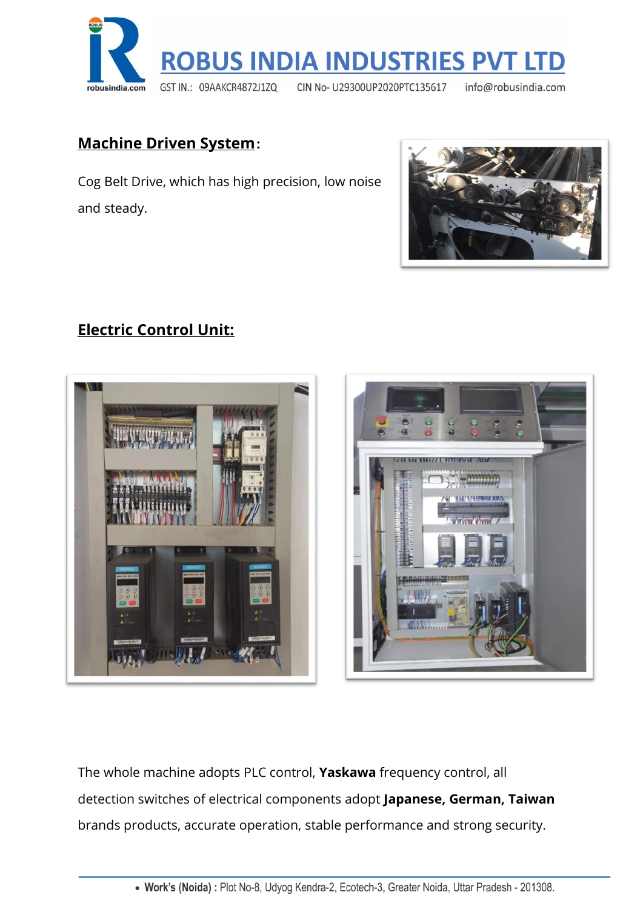## Machine Driven System:

Cog Belt Drive, which has high precision, low noise and steady.

## Electric Control Unit:

The whole machine adopts PLC control, **Yaskawa** frequency control, all detection switches of electrical components adopt **Japanese, German, Taiwan** brands products, accurate operation, stable performance and strong security.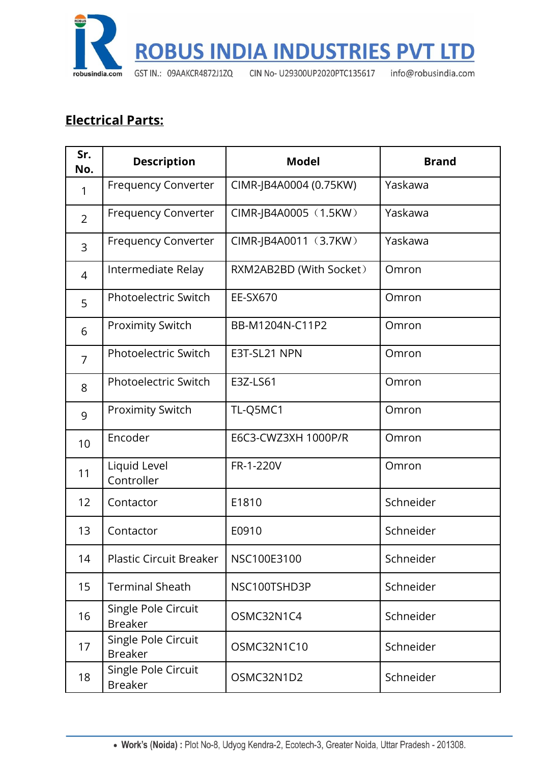## Electrical Parts:

| Sr. No. | Description | Model | Brand |
|---|---|---|---|
| 1 | Frequency Converter | CIMR-JB4A0004 (0.75KW) | Yaskawa |
| 2 | Frequency Converter | CIMR-JB4A0005（1.5KW） | Yaskawa |
| 3 | Frequency Converter | CIMR-JB4A0011（3.7KW） | Yaskawa |
| 4 | Intermediate Relay | RXM2AB2BD (With Socket） | Omron |
| 5 | Photoelectric Switch | EE-SX670 | Omron |
| 6 | Proximity Switch | BB-M1204N-C11P2 | Omron |
| 7 | Photoelectric Switch | E3T-SL21 NPN | Omron |
| 8 | Photoelectric Switch | E3Z-LS61 | Omron |
| 9 | Proximity Switch | TL-Q5MC1 | Omron |
| 10 | Encoder | E6C3-CWZ3XH 1000P/R | Omron |
| 11 | Liquid Level Controller | FR-1-220V | Omron |
| 12 | Contactor | E1810 | Schneider |
| 13 | Contactor | E0910 | Schneider |
| 14 | Plastic Circuit Breaker | NSC100E3100 | Schneider |
| 15 | Terminal Sheath | NSC100TSHD3P | Schneider |
| 16 | Single Pole Circuit Breaker | OSMC32N1C4 | Schneider |
| 17 | Single Pole Circuit Breaker | OSMC32N1C10 | Schneider |
| 18 | Single Pole Circuit Breaker | OSMC32N1D2 | Schneider |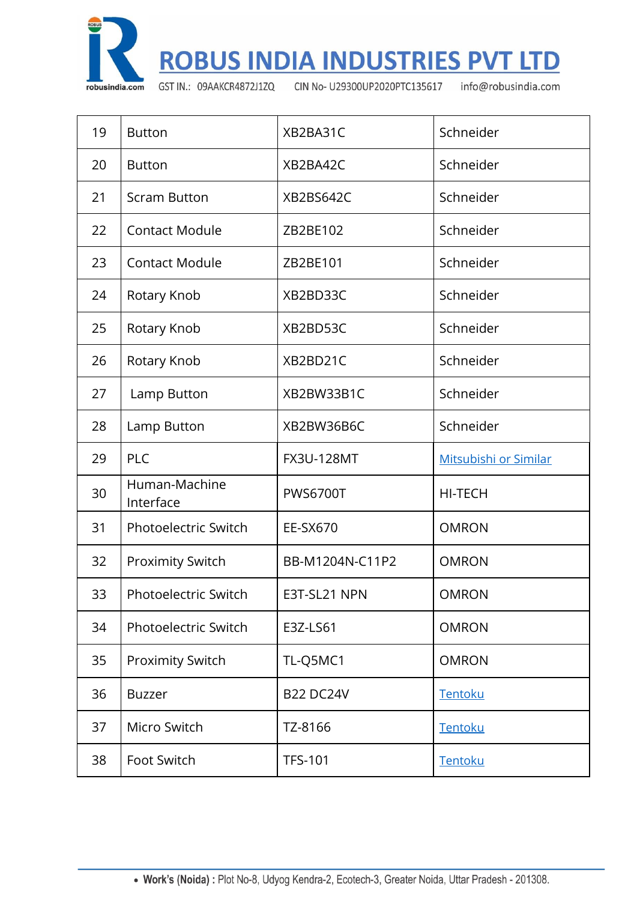| 19 | Button | XB2BA31C | Schneider |
|---|---|---|---|
| 20 | Button | XB2BA42C | Schneider |
| 21 | Scram Button | XB2BS642C | Schneider |
| 22 | Contact Module | ZB2BE102 | Schneider |
| 23 | Contact Module | ZB2BE101 | Schneider |
| 24 | Rotary Knob | XB2BD33C | Schneider |
| 25 | Rotary Knob | XB2BD53C | Schneider |
| 26 | Rotary Knob | XB2BD21C | Schneider |
| 27 | Lamp Button | XB2BW33B1C | Schneider |
| 28 | Lamp Button | XB2BW36B6C | Schneider |
| 29 | PLC | FX3U-128MT | Mitsubishi or Similar |
| 30 | Human-Machine Interface | PWS6700T | HI-TECH |
| 31 | Photoelectric Switch | EE-SX670 | OMRON |
| 32 | Proximity Switch | BB-M1204N-C11P2 | OMRON |
| 33 | Photoelectric Switch | E3T-SL21 NPN | OMRON |
| 34 | Photoelectric Switch | E3Z-LS61 | OMRON |
| 35 | Proximity Switch | TL-Q5MC1 | OMRON |
| 36 | Buzzer | B22 DC24V | Tentoku |
| 37 | Micro Switch | TZ-8166 | Tentoku |
| 38 | Foot Switch | TFS-101 | Tentoku |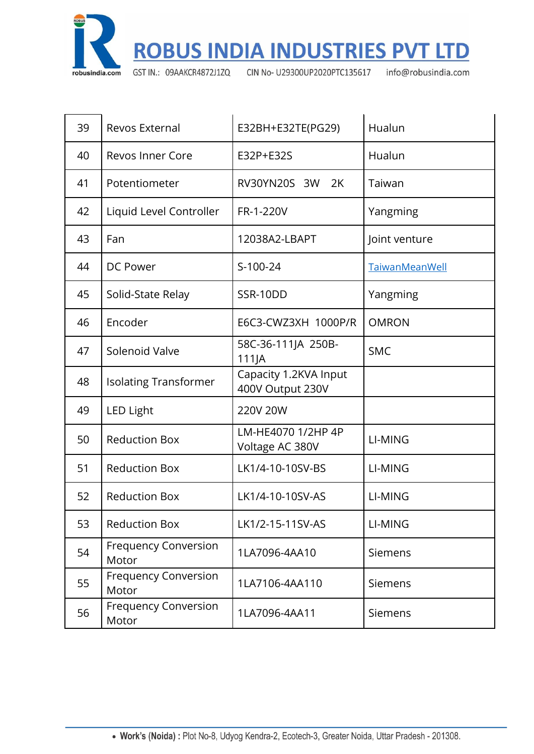| | | | |
|---|---|---|---|
| 39 | Revos External | E32BH+E32TE(PG29) | Hualun |
| 40 | Revos Inner Core | E32P+E32S | Hualun |
| 41 | Potentiometer | RV30YN20S 3W 2K | Taiwan |
| 42 | Liquid Level Controller | FR-1-220V | Yangming |
| 43 | Fan | 12038A2-LBAPT | Joint venture |
| 44 | DC Power | S-100-24 | TaiwanMeanWell |
| 45 | Solid-State Relay | SSR-10DD | Yangming |
| 46 | Encoder | E6C3-CWZ3XH 1000P/R | OMRON |
| 47 | Solenoid Valve | 58C-36-111JA 250B-111JA | SMC |
| 48 | Isolating Transformer | Capacity 1.2KVA Input 400V Output 230V | |
| 49 | LED Light | 220V 20W | |
| 50 | Reduction Box | LM-HE4070 1/2HP 4P Voltage AC 380V | LI-MING |
| 51 | Reduction Box | LK1/4-10-10SV-BS | LI-MING |
| 52 | Reduction Box | LK1/4-10-10SV-AS | LI-MING |
| 53 | Reduction Box | LK1/2-15-11SV-AS | LI-MING |
| 54 | Frequency Conversion Motor | 1LA7096-4AA10 | Siemens |
| 55 | Frequency Conversion Motor | 1LA7106-4AA110 | Siemens |
| 56 | Frequency Conversion Motor | 1LA7096-4AA11 | Siemens |